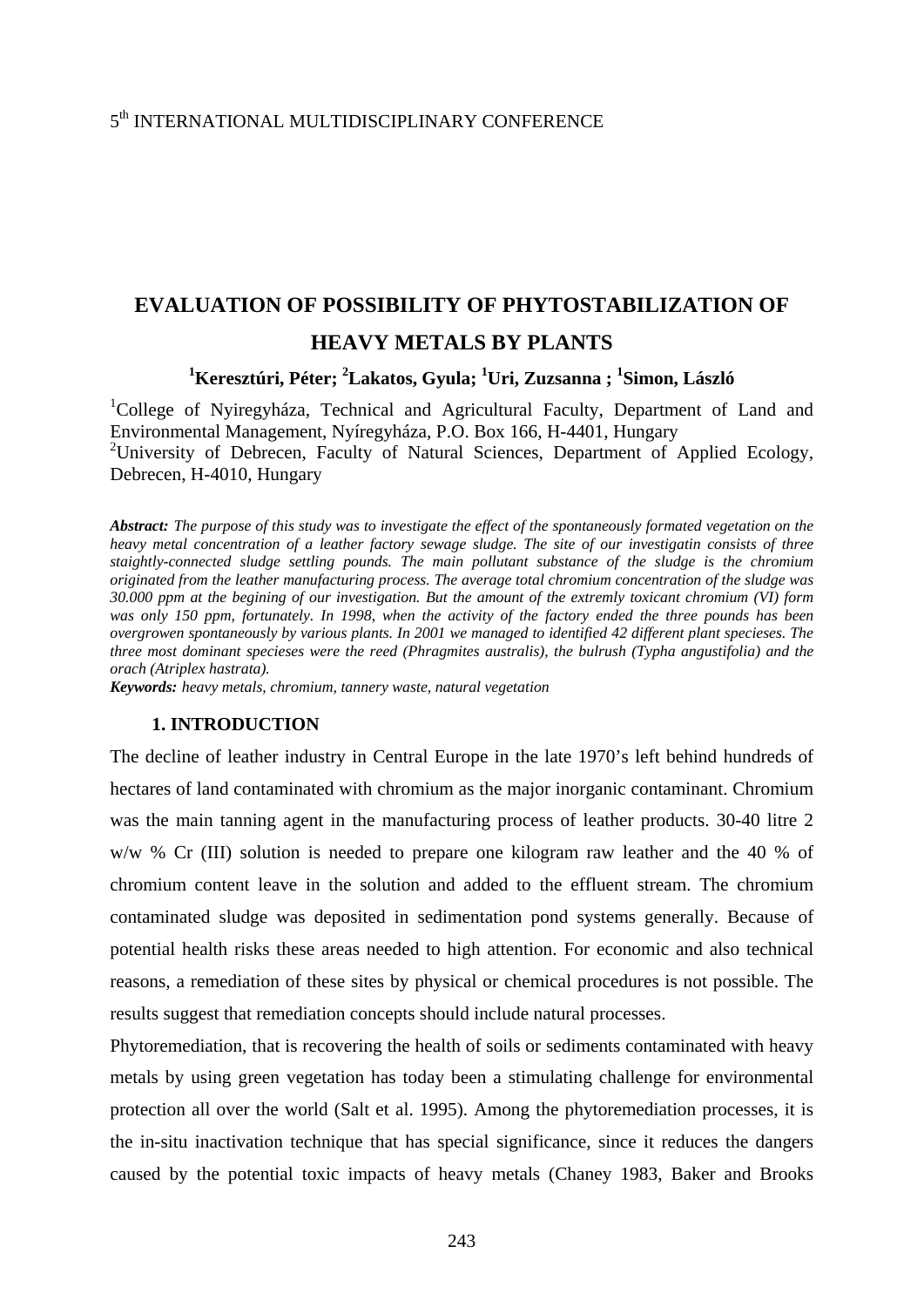# EVALUATION OF POSSIBILITY OF PHYTOSTABILIZATION OF HEAVY METALS BY PLANTS

**[1]Keresztúri, Péter; [2]Lakatos, Gyula; [1]Uri, Zuzsanna ; [1]Simon, László**

[1]College of Nyiregyháza, Technical and Agricultural Faculty, Department of Land and Environmental Management, Nyíregyháza, P.O. Box 166, H-4401, Hungary
[2]University of Debrecen, Faculty of Natural Sciences, Department of Applied Ecology, Debrecen, H-4010, Hungary

***Abstract:*** *The purpose of this study was to investigate the effect of the spontaneously formated vegetation on the heavy metal concentration of a leather factory sewage sludge. The site of our investigatin consists of three staightly-connected sludge settling pounds. The main pollutant substance of the sludge is the chromium originated from the leather manufacturing process. The average total chromium concentration of the sludge was 30.000 ppm at the begining of our investigation. But the amount of the extremly toxicant chromium (VI) form was only 150 ppm, fortunately. In 1998, when the activity of the factory ended the three pounds has been overgrowen spontaneously by various plants. In 2001 we managed to identified 42 different plant specieses. The three most dominant specieses were the reed (Phragmites australis), the bulrush (Typha angustifolia) and the orach (Atriplex hastrata).*

***Keywords:*** *heavy metals, chromium, tannery waste, natural vegetation*

## 1. INTRODUCTION

The decline of leather industry in Central Europe in the late 1970's left behind hundreds of hectares of land contaminated with chromium as the major inorganic contaminant. Chromium was the main tanning agent in the manufacturing process of leather products. 30-40 litre 2 w/w % Cr (III) solution is needed to prepare one kilogram raw leather and the 40 % of chromium content leave in the solution and added to the effluent stream. The chromium contaminated sludge was deposited in sedimentation pond systems generally. Because of potential health risks these areas needed to high attention. For economic and also technical reasons, a remediation of these sites by physical or chemical procedures is not possible. The results suggest that remediation concepts should include natural processes.

Phytoremediation, that is recovering the health of soils or sediments contaminated with heavy metals by using green vegetation has today been a stimulating challenge for environmental protection all over the world (Salt et al. 1995). Among the phytoremediation processes, it is the in-situ inactivation technique that has special significance, since it reduces the dangers caused by the potential toxic impacts of heavy metals (Chaney 1983, Baker and Brooks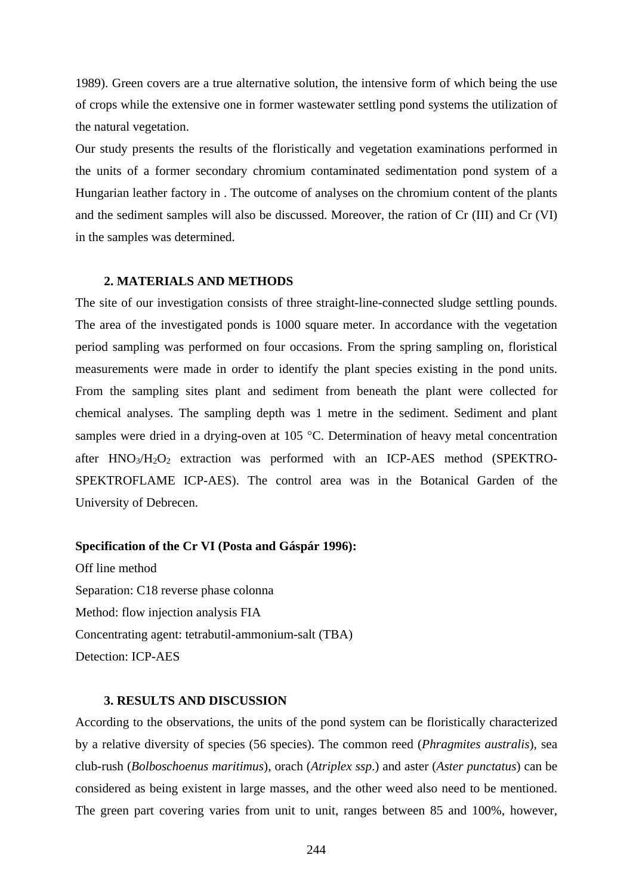1989). Green covers are a true alternative solution, the intensive form of which being the use of crops while the extensive one in former wastewater settling pond systems the utilization of the natural vegetation.

Our study presents the results of the floristically and vegetation examinations performed in the units of a former secondary chromium contaminated sedimentation pond system of a Hungarian leather factory in . The outcome of analyses on the chromium content of the plants and the sediment samples will also be discussed. Moreover, the ration of Cr (III) and Cr (VI) in the samples was determined.

## 2. MATERIALS AND METHODS

The site of our investigation consists of three straight-line-connected sludge settling pounds. The area of the investigated ponds is 1000 square meter. In accordance with the vegetation period sampling was performed on four occasions. From the spring sampling on, floristical measurements were made in order to identify the plant species existing in the pond units. From the sampling sites plant and sediment from beneath the plant were collected for chemical analyses. The sampling depth was 1 metre in the sediment. Sediment and plant samples were dried in a drying-oven at 105 °C. Determination of heavy metal concentration after $HNO_3/H_2O_2$ extraction was performed with an ICP-AES method (SPEKTRO-SPEKTROFLAME ICP-AES). The control area was in the Botanical Garden of the University of Debrecen.

**Specification of the Cr VI (Posta and Gáspár 1996):**

Off line method

Separation: C18 reverse phase colonna

Method: flow injection analysis FIA

Concentrating agent: tetrabutil-ammonium-salt (TBA)

Detection: ICP-AES

## 3. RESULTS AND DISCUSSION

According to the observations, the units of the pond system can be floristically characterized by a relative diversity of species (56 species). The common reed (*Phragmites australis*), sea club-rush (*Bolboschoenus maritimus*), orach (*Atriplex ssp.*) and aster (*Aster punctatus*) can be considered as being existent in large masses, and the other weed also need to be mentioned. The green part covering varies from unit to unit, ranges between 85 and 100%, however,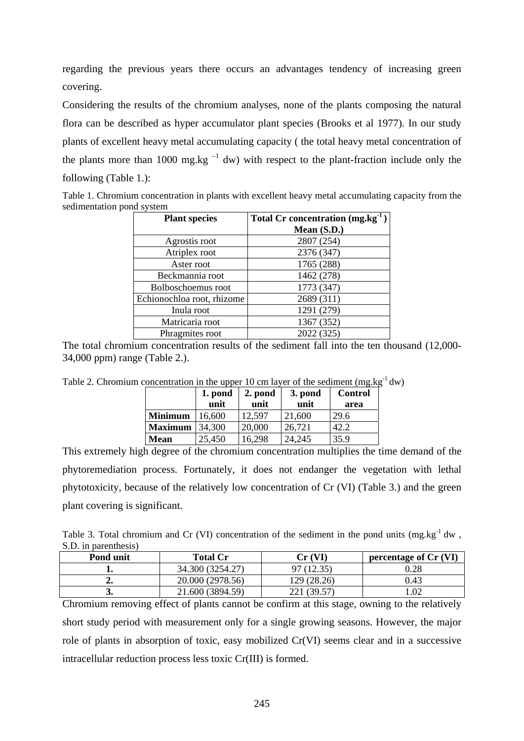regarding the previous years there occurs an advantages tendency of increasing green covering.

Considering the results of the chromium analyses, none of the plants composing the natural flora can be described as hyper accumulator plant species (Brooks et al 1977). In our study plants of excellent heavy metal accumulating capacity ( the total heavy metal concentration of the plants more than 1000 mg.kg $^{-1}$ dw) with respect to the plant-fraction include only the following (Table 1.):

Table 1. Chromium concentration in plants with excellent heavy metal accumulating capacity from the sedimentation pond system

| Plant species | Total Cr concentration (mg.kg$^{-1}$) Mean (S.D.) |
|---|---|
| Agrostis root | 2807 (254) |
| Atriplex root | 2376 (347) |
| Aster root | 1765 (288) |
| Beckmannia root | 1462 (278) |
| Bolboschoemus root | 1773 (347) |
| Echionochloa root, rhizome | 2689 (311) |
| Inula root | 1291 (279) |
| Matricaria root | 1367 (352) |
| Phragmites root | 2022 (325) |

The total chromium concentration results of the sediment fall into the ten thousand (12,000-34,000 ppm) range (Table 2.).

Table 2. Chromium concentration in the upper 10 cm layer of the sediment (mg.kg$^{-1}$ dw)

| | 1. pond unit | 2. pond unit | 3. pond unit | Control area |
|---|---|---|---|---|
| **Minimum** | 16,600 | 12,597 | 21,600 | 29.6 |
| **Maximum** | 34,300 | 20,000 | 26,721 | 42.2 |
| **Mean** | 25,450 | 16,298 | 24,245 | 35.9 |

This extremely high degree of the chromium concentration multiplies the time demand of the phytoremediation process. Fortunately, it does not endanger the vegetation with lethal phytotoxicity, because of the relatively low concentration of Cr (VI) (Table 3.) and the green plant covering is significant.

Table 3. Total chromium and Cr (VI) concentration of the sediment in the pond units (mg.kg$^{-1}$ dw , S.D. in parenthesis)

| Pond unit | Total Cr | Cr (VI) | percentage of Cr (VI) |
|---|---|---|---|
| **1.** | 34.300 (3254.27) | 97 (12.35) | 0.28 |
| **2.** | 20.000 (2978.56) | 129 (28.26) | 0.43 |
| **3.** | 21.600 (3894.59) | 221 (39.57) | 1.02 |

Chromium removing effect of plants cannot be confirm at this stage, owning to the relatively short study period with measurement only for a single growing seasons. However, the major role of plants in absorption of toxic, easy mobilized Cr(VI) seems clear and in a successive intracellular reduction process less toxic Cr(III) is formed.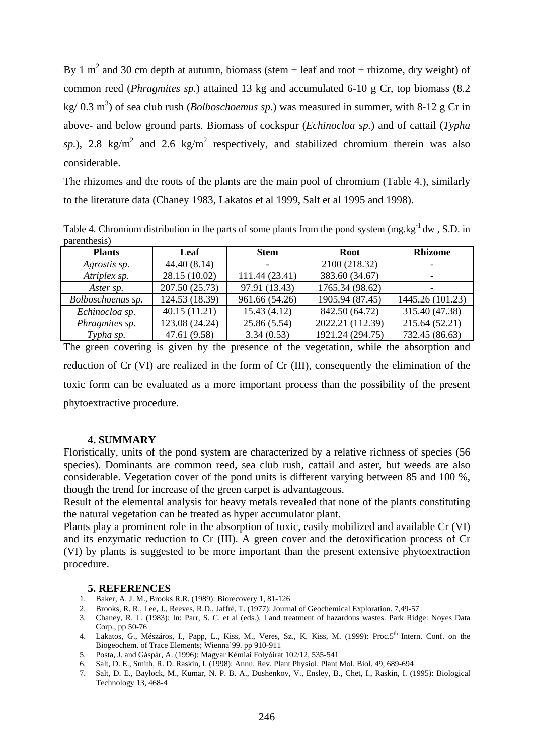By 1 $m^2$ and 30 cm depth at autumn, biomass (stem + leaf and root + rhizome, dry weight) of common reed (*Phragmites sp.*) attained 13 kg and accumulated 6-10 g Cr, top biomass (8.2 kg/ 0.3 $m^3$) of sea club rush (*Bolboschoemus sp.*) was measured in summer, with 8-12 g Cr in above- and below ground parts. Biomass of cockspur (*Echinocloa sp.*) and of cattail (*Typha sp.*), 2.8 kg/$m^2$ and 2.6 kg/$m^2$ respectively, and stabilized chromium therein was also considerable.

The rhizomes and the roots of the plants are the main pool of chromium (Table 4.), similarly to the literature data (Chaney 1983, Lakatos et al 1999, Salt et al 1995 and 1998).

Table 4. Chromium distribution in the parts of some plants from the pond system (mg.$kg^{-1}$ dw , S.D. in parenthesis)

| Plants | Leaf | Stem | Root | Rhizome |
|---|---|---|---|---|
| *Agrostis sp.* | 44.40 (8.14) | - | 2100 (218.32) | - |
| *Atriplex sp.* | 28.15 (10.02) | 111.44 (23.41) | 383.60 (34.67) | - |
| *Aster sp.* | 207.50 (25.73) | 97.91 (13.43) | 1765.34 (98.62) | - |
| *Bolboschoenus sp.* | 124.53 (18.39) | 961.66 (54.26) | 1905.94 (87.45) | 1445.26 (101.23) |
| *Echinocloa sp.* | 40.15 (11.21) | 15.43 (4.12) | 842.50 (64.72) | 315.40 (47.38) |
| *Phragmites sp.* | 123.08 (24.24) | 25.86 (5.54) | 2022.21 (112.39) | 215.64 (52.21) |
| *Typha sp.* | 47.61 (9.58) | 3.34 (0.53) | 1921.24 (294.75) | 732.45 (86.63) |

The green covering is given by the presence of the vegetation, while the absorption and reduction of Cr (VI) are realized in the form of Cr (III), consequently the elimination of the toxic form can be evaluated as a more important process than the possibility of the present phytoextractive procedure.

## 4. SUMMARY

Floristically, units of the pond system are characterized by a relative richness of species (56 species). Dominants are common reed, sea club rush, cattail and aster, but weeds are also considerable. Vegetation cover of the pond units is different varying between 85 and 100 %, though the trend for increase of the green carpet is advantageous.

Result of the elemental analysis for heavy metals revealed that none of the plants constituting the natural vegetation can be treated as hyper accumulator plant.

Plants play a prominent role in the absorption of toxic, easily mobilized and available Cr (VI) and its enzymatic reduction to Cr (III). A green cover and the detoxification process of Cr (VI) by plants is suggested to be more important than the present extensive phytoextraction procedure.

## 5. REFERENCES

1. Baker, A. J. M., Brooks R.R. (1989): Biorecovery 1, 81-126
2. Brooks, R. R., Lee, J., Reeves, R.D., Jaffré, T. (1977): Journal of Geochemical Exploration. 7,49-57
3. Chaney, R. L. (1983): In: Parr, S. C. et al (eds.), Land treatment of hazardous wastes. Park Ridge: Noyes Data Corp., pp 50-76
4. Lakatos, G., Mészáros, I., Papp, L., Kiss, M., Veres, Sz., K. Kiss, M. (1999): Proc.5th Intern. Conf. on the Biogeochem. of Trace Elements; Wienna'99. pp 910-911
5. Posta, J. and Gáspár, A. (1996): Magyar Kémiai Folyóirat 102/12, 535-541
6. Salt, D. E., Smith, R. D. Raskin, I. (1998): Annu. Rev. Plant Physiol. Plant Mol. Biol. 49, 689-694
7. Salt, D. E., Baylock, M., Kumar, N. P. B. A., Dushenkov, V., Ensley, B., Chet, I., Raskin, I. (1995): Biological Technology 13, 468-4